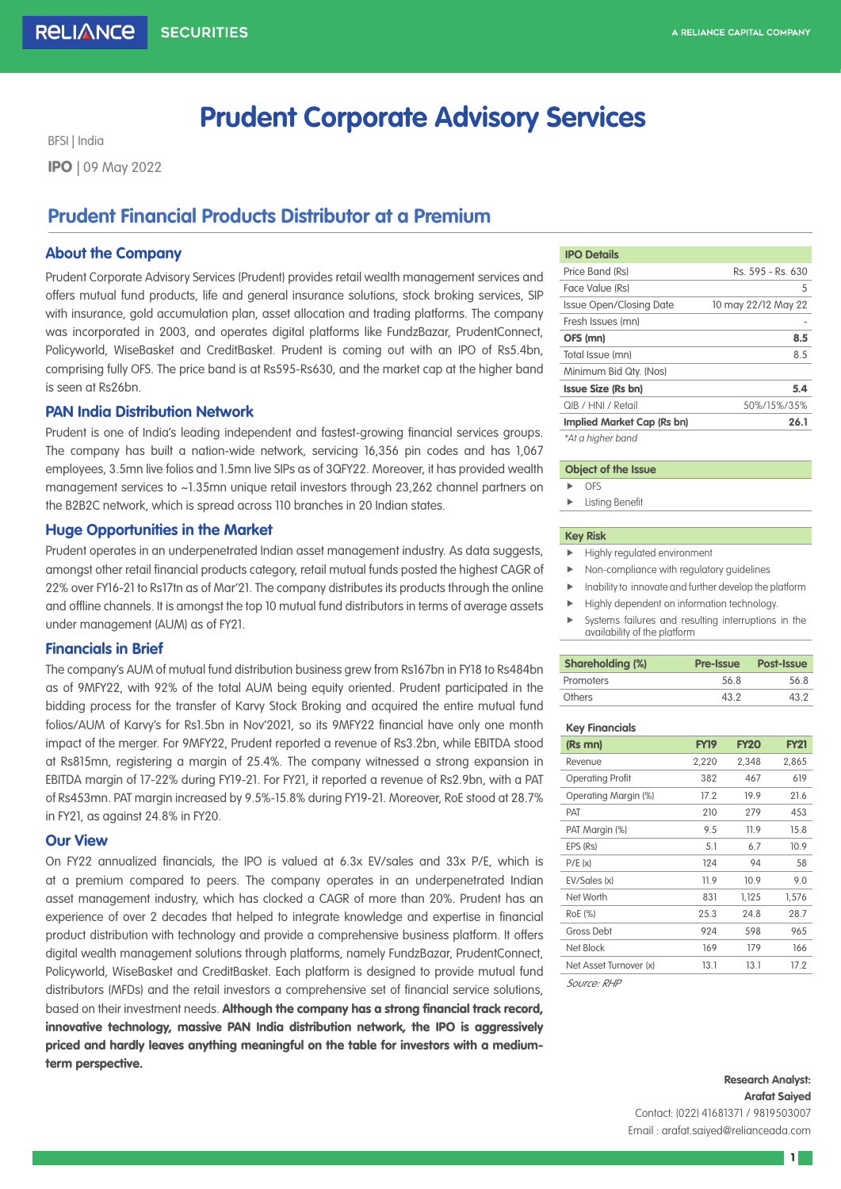# Prudent Corporate Advisory Services

BFSI | India

**IPO** | 09 May 2022

## Prudent Financial Products Distributor at a Premium

### About the Company

Prudent Corporate Advisory Services (Prudent) provides retail wealth management services and offers mutual fund products, life and general insurance solutions, stock broking services, SIP with insurance, gold accumulation plan, asset allocation and trading platforms. The company was incorporated in 2003, and operates digital platforms like FundzBazar, PrudentConnect, Policyworld, WiseBasket and CreditBasket. Prudent is coming out with an IPO of Rs5.4bn, comprising fully OFS. The price band is at Rs595-Rs630, and the market cap at the higher band is seen at Rs26bn.

### PAN India Distribution Network

Prudent is one of India's leading independent and fastest-growing financial services groups. The company has built a nation-wide network, servicing 16,356 pin codes and has 1,067 employees, 3.5mn live folios and 1.5mn live SIPs as of 3QFY22. Moreover, it has provided wealth management services to ~1.35mn unique retail investors through 23,262 channel partners on the B2B2C network, which is spread across 110 branches in 20 Indian states.

### Huge Opportunities in the Market

Prudent operates in an underpenetrated Indian asset management industry. As data suggests, amongst other retail financial products category, retail mutual funds posted the highest CAGR of 22% over FY16-21 to Rs17tn as of Mar'21. The company distributes its products through the online and offline channels. It is amongst the top 10 mutual fund distributors in terms of average assets under management (AUM) as of FY21.

### Financials in Brief

The company's AUM of mutual fund distribution business grew from Rs167bn in FY18 to Rs484bn as of 9MFY22, with 92% of the total AUM being equity oriented. Prudent participated in the bidding process for the transfer of Karvy Stock Broking and acquired the entire mutual fund folios/AUM of Karvy's for Rs1.5bn in Nov'2021, so its 9MFY22 financial have only one month impact of the merger. For 9MFY22, Prudent reported a revenue of Rs3.2bn, while EBITDA stood at Rs815mn, registering a margin of 25.4%. The company witnessed a strong expansion in EBITDA margin of 17-22% during FY19-21. For FY21, it reported a revenue of Rs2.9bn, with a PAT of Rs453mn. PAT margin increased by 9.5%-15.8% during FY19-21. Moreover, RoE stood at 28.7% in FY21, as against 24.8% in FY20.

### Our View

On FY22 annualized financials, the IPO is valued at 6.3x EV/sales and 33x P/E, which is at a premium compared to peers. The company operates in an underpenetrated Indian asset management industry, which has clocked a CAGR of more than 20%. Prudent has an experience of over 2 decades that helped to integrate knowledge and expertise in financial product distribution with technology and provide a comprehensive business platform. It offers digital wealth management solutions through platforms, namely FundzBazar, PrudentConnect, Policyworld, WiseBasket and CreditBasket. Each platform is designed to provide mutual fund distributors (MFDs) and the retail investors a comprehensive set of financial service solutions, based on their investment needs. **Although the company has a strong financial track record, innovative technology, massive PAN India distribution network, the IPO is aggressively priced and hardly leaves anything meaningful on the table for investors with a medium-term perspective.**

| IPO Details | |
|---|---|
| Price Band (Rs) | Rs. 595 - Rs. 630 |
| Face Value (Rs) | 5 |
| Issue Open/Closing Date | 10 may 22/12 May 22 |
| Fresh Issues (mn) | - |
| **OFS (mn)** | **8.5** |
| Total Issue (mn) | 8.5 |
| Minimum Bid Qty. (Nos) | |
| **Issue Size (Rs bn)** | **5.4** |
| QIB / HNI / Retail | 50%/15%/35% |
| **Implied Market Cap (Rs bn)** | **26.1** |

*At a higher band

**Object of the Issue**

- OFS
- Listing Benefit

**Key Risk**

- Highly regulated environment
- Non-compliance with regulatory guidelines
- Inability to innovate and further develop the platform
- Highly dependent on information technology.
- Systems failures and resulting interruptions in the availability of the platform

| Shareholding (%) | Pre-Issue | Post-Issue |
|---|---|---|
| Promoters | 56.8 | 56.8 |
| Others | 43.2 | 43.2 |

**Key Financials**

| (Rs mn) | FY19 | FY20 | FY21 |
|---|---|---|---|
| Revenue | 2,220 | 2,348 | 2,865 |
| Operating Profit | 382 | 467 | 619 |
| Operating Margin (%) | 17.2 | 19.9 | 21.6 |
| PAT | 210 | 279 | 453 |
| PAT Margin (%) | 9.5 | 11.9 | 15.8 |
| EPS (Rs) | 5.1 | 6.7 | 10.9 |
| P/E (x) | 124 | 94 | 58 |
| EV/Sales (x) | 11.9 | 10.9 | 9.0 |
| Net Worth | 831 | 1,125 | 1,576 |
| RoE (%) | 25.3 | 24.8 | 28.7 |
| Gross Debt | 924 | 598 | 965 |
| Net Block | 169 | 179 | 166 |
| Net Asset Turnover (x) | 13.1 | 13.1 | 17.2 |

*Source: RHP*

**Research Analyst:**
**Arafat Saiyed**
Contact: (022) 41681371 / 9819503007
Email : arafat.saiyed@relianceada.com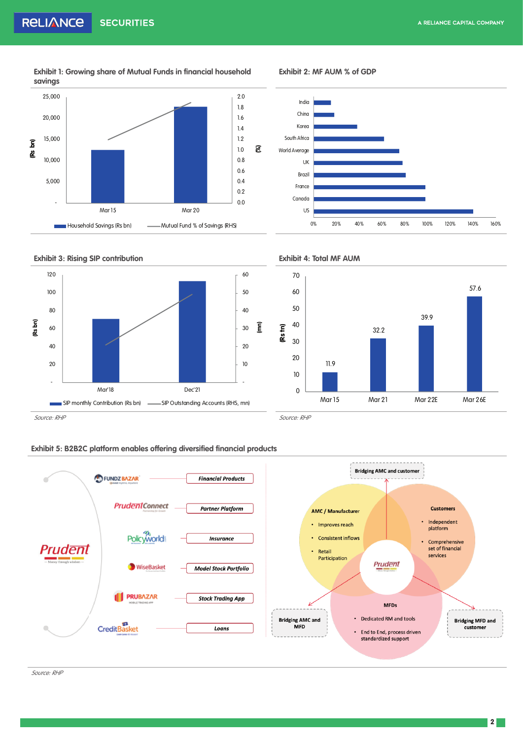### Exhibit 1: Growing share of Mutual Funds in financial household savings

(Rs bn) axis: 25,000; 20,000; 15,000; 10,000; 5,000; -
(%) axis: 2.0; 1.8; 1.6; 1.4; 1.2; 1.0; 0.8; 0.6; 0.4; 0.2; 0.0

Mar 15 | Mar 20

Household Savings (Rs bn) — Mutual Fund % of Savings (RHS)

### Exhibit 2: MF AUM % of GDP

India, China, Korea, South Africa, World Average, UK, Brazil, France, Canada, US

0% 20% 40% 60% 80% 100% 120% 140% 160%

### Exhibit 3: Rising SIP contribution

(Rs bn) axis: 120; 100; 80; 60; 40; 20; -
(mn) axis: 60; 50; 40; 30; 20; 10; -

Mar'18 | Dec'21

SIP monthly Contribution (Rs bn) — SIP Outstanding Accounts (RHS, mn)

*Source: RHP*

### Exhibit 4: Total MF AUM

| | Mar 15 | Mar 21 | Mar 22E | Mar 26E |
|---|---|---|---|---|
| Total MF AUM (Rs tn) | 11.9 | 32.2 | 39.9 | 57.6 |

*Source: RHP*

### Exhibit 5: B2B2C platform enables offering diversified financial products

Prudent — Money through wisdom

- FUNDZ BAZAR — Financial Products
- PrudentConnect — Partner Platform
- Policyworld — Insurance
- WiseBasket — Model Stock Portfolio
- PRUBAZAR — Stock Trading App
- CreditBasket — Loans

Bridging AMC and customer

**AMC / Manufacturer**
- Improves reach
- Consistent inflows
- Retail Participation

**Customers**
- Independent platform
- Comprehensive set of financial services

**MFDs**
- Dedicated RM and tools
- End to End, process driven standardized support

Bridging AMC and MFD

Bridging MFD and customer

*Source: RHP*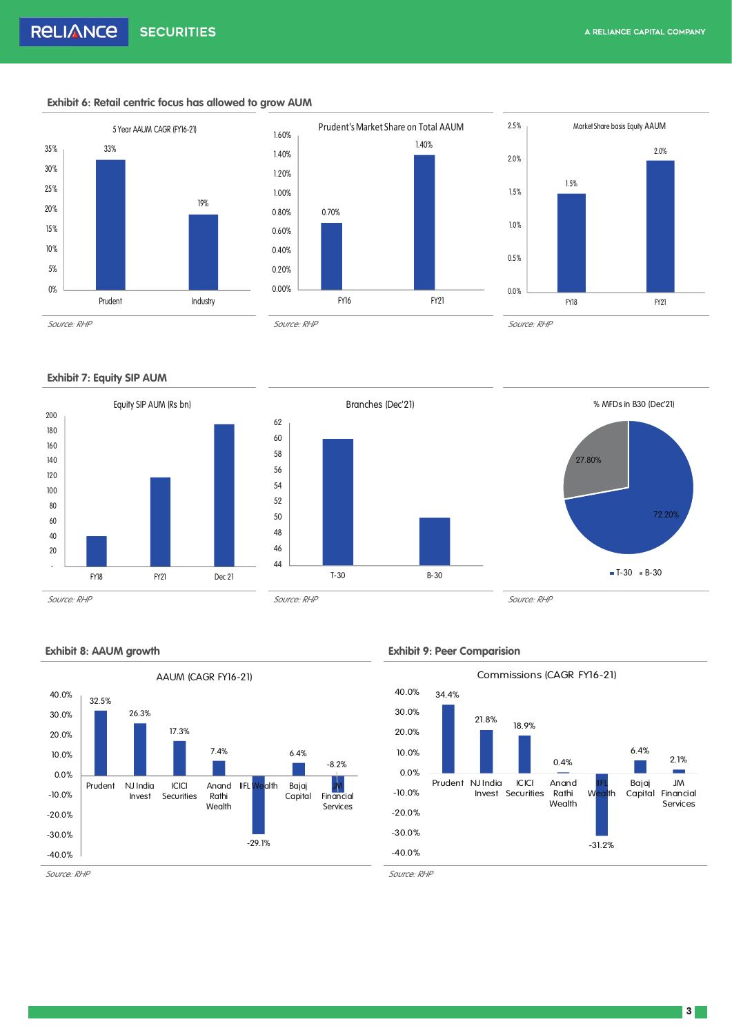### Exhibit 6: Retail centric focus has allowed to grow AUM

**5 Year AAUM CAGR (FY16-21)**

| | 5 Year AAUM CAGR |
|---|---|
| Prudent | 33% |
| Industry | 19% |

Source: RHP

**Prudent's Market Share on Total AAUM**

| | Market Share |
|---|---|
| FY16 | 0.70% |
| FY21 | 1.40% |

Source: RHP

**Market Share basis Equity AAUM**

| | Market Share |
|---|---|
| FY18 | 1.5% |
| FY21 | 2.0% |

Source: RHP

### Exhibit 7: Equity SIP AUM

**Equity SIP AUM (Rs bn)**

Categories: FY18, FY21, Dec 21

Source: RHP

**Branches (Dec'21)**

Categories: T-30, B-30

Source: RHP

**% MFDs in B30 (Dec'21)**

| | % |
|---|---|
| T-30 | 72.20% |
| B-30 | 27.80% |

Source: RHP

### Exhibit 8: AAUM growth

**AAUM (CAGR FY16-21)**

| | AAUM CAGR |
|---|---|
| Prudent | 32.5% |
| NJ India Invest | 26.3% |
| ICICI Securities | 17.3% |
| Anand Rathi Wealth | 7.4% |
| IIFL Wealth | -29.1% |
| Bajaj Capital | 6.4% |
| JM Financial Services | -8.2% |

Source: RHP

### Exhibit 9: Peer Comparision

**Commissions (CAGR FY16-21)**

| | Commissions CAGR |
|---|---|
| Prudent | 34.4% |
| NJ India Invest | 21.8% |
| ICICI Securities | 18.9% |
| Anand Rathi Wealth | 0.4% |
| IIFL Wealth | -31.2% |
| Bajaj Capital | 6.4% |
| JM Financial Services | 2.1% |

Source: RHP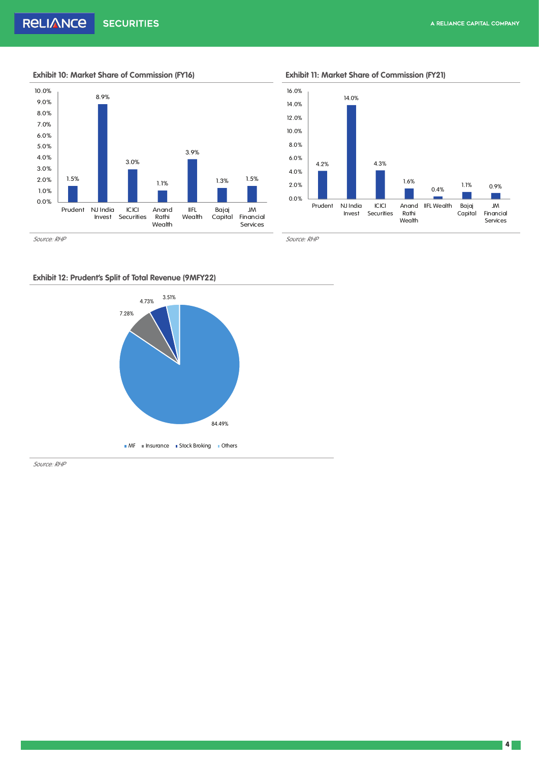**Exhibit 10: Market Share of Commission (FY16)**

| Company | Market Share |
|---|---|
| Prudent | 1.5% |
| NJ India Invest | 8.9% |
| ICICI Securities | 3.0% |
| Anand Rathi Wealth | 1.1% |
| IIFL Wealth | 3.9% |
| Bajaj Capital | 1.3% |
| JM Financial Services | 1.5% |

*Source: RHP*

**Exhibit 11: Market Share of Commission (FY21)**

| Company | Market Share |
|---|---|
| Prudent | 4.2% |
| NJ India Invest | 14.0% |
| ICICI Securities | 4.3% |
| Anand Rathi Wealth | 1.6% |
| IIFL Wealth | 0.4% |
| Bajaj Capital | 1.1% |
| JM Financial Services | 0.9% |

*Source: RHP*

**Exhibit 12: Prudent's Split of Total Revenue (9MFY22)**

| Segment | Share |
|---|---|
| MF | 84.49% |
| Insurance | 7.28% |
| Stock Broking | 4.73% |
| Others | 3.51% |

*Source: RHP*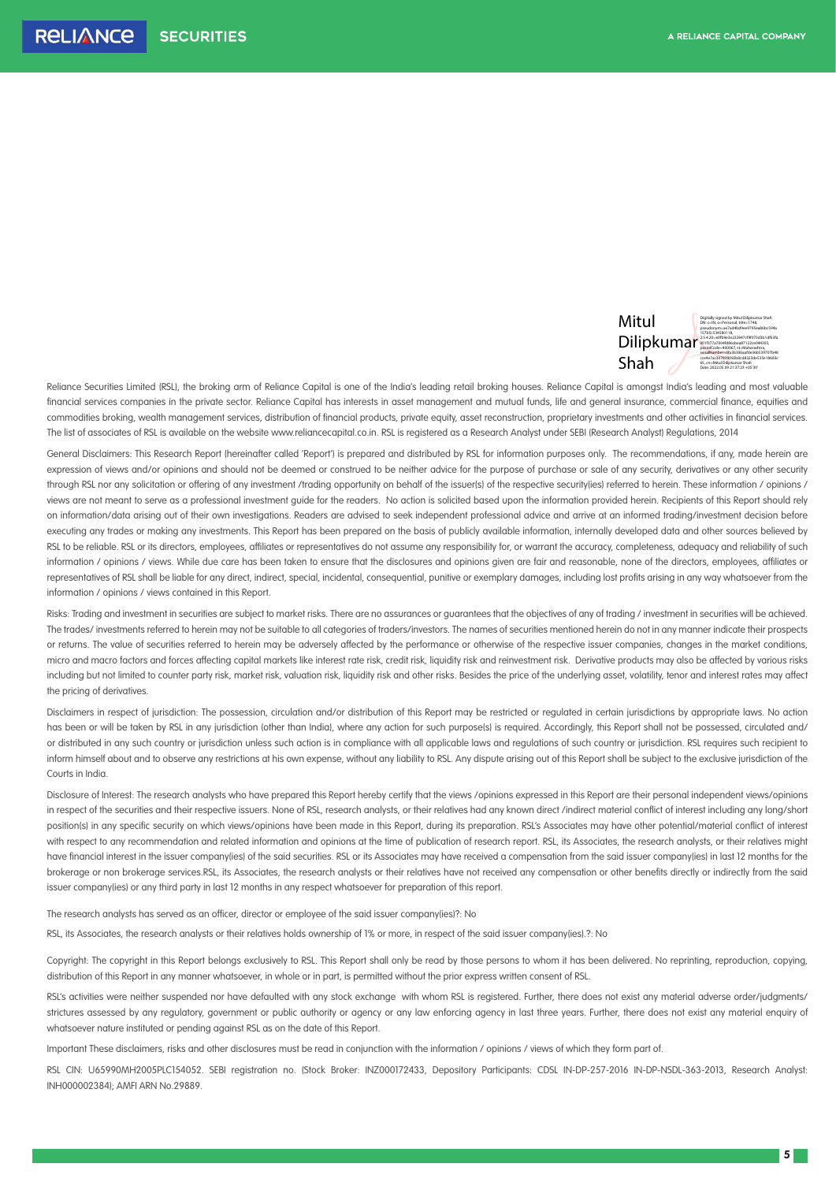Mitul Dilipkumar Shah

Reliance Securities Limited (RSL), the broking arm of Reliance Capital is one of the India's leading retail broking houses. Reliance Capital is amongst India's leading and most valuable financial services companies in the private sector. Reliance Capital has interests in asset management and mutual funds, life and general insurance, commercial finance, equities and commodities broking, wealth management services, distribution of financial products, private equity, asset reconstruction, proprietary investments and other activities in financial services. The list of associates of RSL is available on the website www.reliancecapital.co.in. RSL is registered as a Research Analyst under SEBI (Research Analyst) Regulations, 2014

General Disclaimers: This Research Report (hereinafter called 'Report') is prepared and distributed by RSL for information purposes only. The recommendations, if any, made herein are expression of views and/or opinions and should not be deemed or construed to be neither advice for the purpose of purchase or sale of any security, derivatives or any other security through RSL nor any solicitation or offering of any investment /trading opportunity on behalf of the issuer(s) of the respective security(ies) referred to herein. These information / opinions / views are not meant to serve as a professional investment guide for the readers. No action is solicited based upon the information provided herein. Recipients of this Report should rely on information/data arising out of their own investigations. Readers are advised to seek independent professional advice and arrive at an informed trading/investment decision before executing any trades or making any investments. This Report has been prepared on the basis of publicly available information, internally developed data and other sources believed by RSL to be reliable. RSL or its directors, employees, affiliates or representatives do not assume any responsibility for, or warrant the accuracy, completeness, adequacy and reliability of such information / opinions / views. While due care has been taken to ensure that the disclosures and opinions given are fair and reasonable, none of the directors, employees, affiliates or representatives of RSL shall be liable for any direct, indirect, special, incidental, consequential, punitive or exemplary damages, including lost profits arising in any way whatsoever from the information / opinions / views contained in this Report.

Risks: Trading and investment in securities are subject to market risks. There are no assurances or guarantees that the objectives of any of trading / investment in securities will be achieved. The trades/ investments referred to herein may not be suitable to all categories of traders/investors. The names of securities mentioned herein do not in any manner indicate their prospects or returns. The value of securities referred to herein may be adversely affected by the performance or otherwise of the respective issuer companies, changes in the market conditions, micro and macro factors and forces affecting capital markets like interest rate risk, credit risk, liquidity risk and reinvestment risk. Derivative products may also be affected by various risks including but not limited to counter party risk, market risk, valuation risk, liquidity risk and other risks. Besides the price of the underlying asset, volatility, tenor and interest rates may affect the pricing of derivatives.

Disclaimers in respect of jurisdiction: The possession, circulation and/or distribution of this Report may be restricted or regulated in certain jurisdictions by appropriate laws. No action has been or will be taken by RSL in any jurisdiction (other than India), where any action for such purpose(s) is required. Accordingly, this Report shall not be possessed, circulated and/ or distributed in any such country or jurisdiction unless such action is in compliance with all applicable laws and regulations of such country or jurisdiction. RSL requires such recipient to inform himself about and to observe any restrictions at his own expense, without any liability to RSL. Any dispute arising out of this Report shall be subject to the exclusive jurisdiction of the Courts in India.

Disclosure of Interest: The research analysts who have prepared this Report hereby certify that the views /opinions expressed in this Report are their personal independent views/opinions in respect of the securities and their respective issuers. None of RSL, research analysts, or their relatives had any known direct /indirect material conflict of interest including any long/short position(s) in any specific security on which views/opinions have been made in this Report, during its preparation. RSL's Associates may have other potential/material conflict of interest with respect to any recommendation and related information and opinions at the time of publication of research report. RSL, its Associates, the research analysts, or their relatives might have financial interest in the issuer company(ies) of the said securities. RSL or its Associates may have received a compensation from the said issuer company(ies) in last 12 months for the brokerage or non brokerage services.RSL, its Associates, the research analysts or their relatives have not received any compensation or other benefits directly or indirectly from the said issuer company(ies) or any third party in last 12 months in any respect whatsoever for preparation of this report.

The research analysts has served as an officer, director or employee of the said issuer company(ies)?: No

RSL, its Associates, the research analysts or their relatives holds ownership of 1% or more, in respect of the said issuer company(ies).?: No

Copyright: The copyright in this Report belongs exclusively to RSL. This Report shall only be read by those persons to whom it has been delivered. No reprinting, reproduction, copying, distribution of this Report in any manner whatsoever, in whole or in part, is permitted without the prior express written consent of RSL.

RSL's activities were neither suspended nor have defaulted with any stock exchange with whom RSL is registered. Further, there does not exist any material adverse order/judgments/ strictures assessed by any regulatory, government or public authority or agency or any law enforcing agency in last three years. Further, there does not exist any material enquiry of whatsoever nature instituted or pending against RSL as on the date of this Report.

Important These disclaimers, risks and other disclosures must be read in conjunction with the information / opinions / views of which they form part of.

RSL CIN: U65990MH2005PLC154052. SEBI registration no. (Stock Broker: INZ000172433, Depository Participants: CDSL IN-DP-257-2016 IN-DP-NSDL-363-2013, Research Analyst: INH000002384); AMFI ARN No.29889.